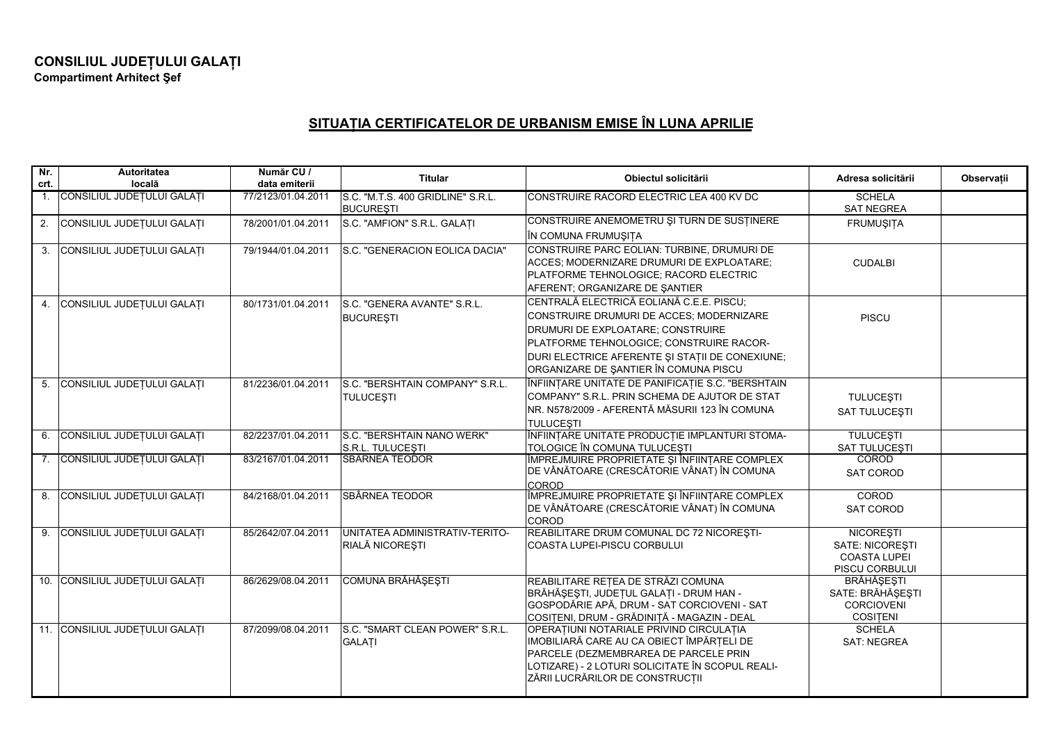**CONSILIUL JUDEȚULUI GALAȚI**
**Compartiment Arhitect Şef**

## SITUAȚIA CERTIFICATELOR DE URBANISM EMISE ÎN LUNA APRILIE

| Nr. crt. | Autoritatea locală | Număr CU / data emiterii | Titular | Obiectul solicitării | Adresa solicitării | Observații |
|---|---|---|---|---|---|---|
| 1. | CONSILIUL JUDEȚULUI GALAȚI | 77/2123/01.04.2011 | S.C. "M.T.S. 400 GRIDLINE" S.R.L. BUCUREŞTI | CONSTRUIRE RACORD ELECTRIC LEA 400 KV DC | SCHELA SAT NEGREA | |
| 2. | CONSILIUL JUDEȚULUI GALAȚI | 78/2001/01.04.2011 | S.C. "AMFION" S.R.L. GALAȚI | CONSTRUIRE ANEMOMETRU ŞI TURN DE SUSȚINERE ÎN COMUNA FRUMUŞIȚA | FRUMUŞIȚA | |
| 3. | CONSILIUL JUDEȚULUI GALAȚI | 79/1944/01.04.2011 | S.C. "GENERACION EOLICA DACIA" | CONSTRUIRE PARC EOLIAN: TURBINE, DRUMURI DE ACCES; MODERNIZARE DRUMURI DE EXPLOATARE; PLATFORME TEHNOLOGICE; RACORD ELECTRIC AFERENT; ORGANIZARE DE ŞANTIER | CUDALBI | |
| 4. | CONSILIUL JUDEȚULUI GALAȚI | 80/1731/01.04.2011 | S.C. "GENERA AVANTE" S.R.L. BUCUREŞTI | CENTRALĂ ELECTRICĂ EOLIANĂ C.E.E. PISCU; CONSTRUIRE DRUMURI DE ACCES; MODERNIZARE DRUMURI DE EXPLOATARE; CONSTRUIRE PLATFORME TEHNOLOGICE; CONSTRUIRE RACOR-DURI ELECTRICE AFERENTE ŞI STAȚII DE CONEXIUNE; ORGANIZARE DE ŞANTIER ÎN COMUNA PISCU | PISCU | |
| 5. | CONSILIUL JUDEȚULUI GALAȚI | 81/2236/01.04.2011 | S.C. "BERSHTAIN COMPANY" S.R.L. TULUCEŞTI | ÎNFIINȚARE UNITATE DE PANIFICAȚIE S.C. "BERSHTAIN COMPANY" S.R.L. PRIN SCHEMA DE AJUTOR DE STAT NR. N578/2009 - AFERENTĂ MĂSURII 123 ÎN COMUNA TULUCEŞTI | TULUCEŞTI SAT TULUCEŞTI | |
| 6. | CONSILIUL JUDEȚULUI GALAȚI | 82/2237/01.04.2011 | S.C. "BERSHTAIN NANO WERK" S.R.L. TULUCEŞTI | ÎNFIINȚARE UNITATE PRODUCȚIE IMPLANTURI STOMA-TOLOGICE ÎN COMUNA TULUCEŞTI | TULUCEŞTI SAT TULUCEŞTI | |
| 7. | CONSILIUL JUDEȚULUI GALAȚI | 83/2167/01.04.2011 | SBÂRNEA TEODOR | ÎMPREJMUIRE PROPRIETATE ŞI ÎNFIINȚARE COMPLEX DE VÂNĂTOARE (CRESCĂTORIE VÂNAT) ÎN COMUNA COROD | COROD SAT COROD | |
| 8. | CONSILIUL JUDEȚULUI GALAȚI | 84/2168/01.04.2011 | SBÂRNEA TEODOR | ÎMPREJMUIRE PROPRIETATE ŞI ÎNFIINȚARE COMPLEX DE VÂNĂTOARE (CRESCĂTORIE VÂNAT) ÎN COMUNA COROD | COROD SAT COROD | |
| 9. | CONSILIUL JUDEȚULUI GALAȚI | 85/2642/07.04.2011 | UNITATEA ADMINISTRATIV-TERITO-RIALĂ NICOREŞTI | REABILITARE DRUM COMUNAL DC 72 NICOREŞTI-COASTA LUPEI-PISCU CORBULUI | NICOREŞTI SATE: NICOREŞTI COASTA LUPEI PISCU CORBULUI | |
| 10. | CONSILIUL JUDEȚULUI GALAȚI | 86/2629/08.04.2011 | COMUNA BRĂHĂŞEŞTI | REABILITARE REȚEA DE STRĂZI COMUNA BRĂHĂŞEŞTI, JUDEȚUL GALAȚI - DRUM HAN - GOSPODĂRIE APĂ, DRUM - SAT CORCIOVENI - SAT COSIȚENI, DRUM - GRĂDINIȚĂ - MAGAZIN - DEAL | BRĂHĂŞEŞTI SATE: BRĂHĂŞEŞTI CORCIOVENI COSIȚENI | |
| 11. | CONSILIUL JUDEȚULUI GALAȚI | 87/2099/08.04.2011 | S.C. "SMART CLEAN POWER" S.R.L. GALAȚI | OPERAȚIUNI NOTARIALE PRIVIND CIRCULAȚIA IMOBILIARĂ CARE AU CA OBIECT ÎMPĂRȚELI DE PARCELE (DEZMEMBRAREA DE PARCELE PRIN LOTIZARE) - 2 LOTURI SOLICITATE ÎN SCOPUL REALI-ZĂRII LUCRĂRILOR DE CONSTRUCȚII | SCHELA SAT: NEGREA | |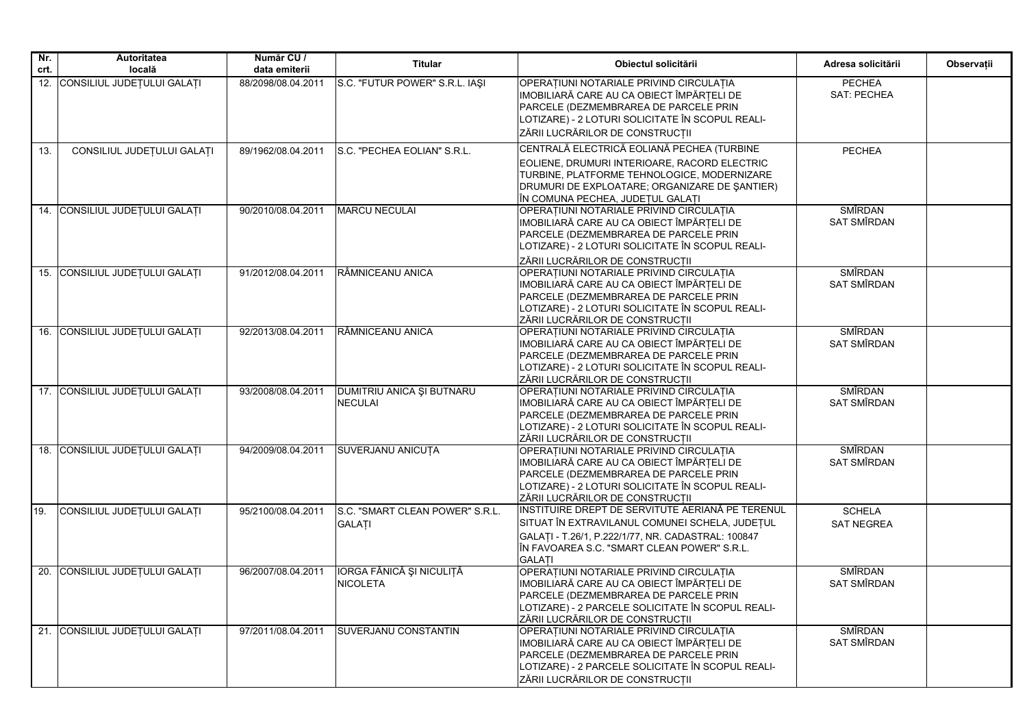| Nr. crt. | Autoritatea locală | Număr CU / data emiterii | Titular | Obiectul solicitării | Adresa solicitării | Observații |
|---|---|---|---|---|---|---|
| 12. | CONSILIUL JUDEȚULUI GALAȚI | 88/2098/08.04.2011 | S.C. "FUTUR POWER" S.R.L. IAŞI | OPERAȚIUNI NOTARIALE PRIVIND CIRCULAȚIA IMOBILIARĂ CARE AU CA OBIECT ÎMPĂRȚELI DE PARCELE (DEZMEMBRAREA DE PARCELE PRIN LOTIZARE) - 2 LOTURI SOLICITATE ÎN SCOPUL REALI-ZĂRII LUCRĂRILOR DE CONSTRUCȚII | PECHEA SAT: PECHEA | |
| 13. | CONSILIUL JUDEȚULUI GALAȚI | 89/1962/08.04.2011 | S.C. "PECHEA EOLIAN" S.R.L. | CENTRALĂ ELECTRICĂ EOLIANĂ PECHEA (TURBINE EOLIENE, DRUMURI INTERIOARE, RACORD ELECTRIC TURBINE, PLATFORME TEHNOLOGICE, MODERNIZARE DRUMURI DE EXPLOATARE; ORGANIZARE DE ŞANTIER) ÎN COMUNA PECHEA, JUDEȚUL GALAȚI | PECHEA | |
| 14. | CONSILIUL JUDEȚULUI GALAȚI | 90/2010/08.04.2011 | MARCU NECULAI | OPERAȚIUNI NOTARIALE PRIVIND CIRCULAȚIA IMOBILIARĂ CARE AU CA OBIECT ÎMPĂRȚELI DE PARCELE (DEZMEMBRAREA DE PARCELE PRIN LOTIZARE) - 2 LOTURI SOLICITATE ÎN SCOPUL REALI-ZĂRII LUCRĂRILOR DE CONSTRUCȚII | SMÎRDAN SAT SMÎRDAN | |
| 15. | CONSILIUL JUDEȚULUI GALAȚI | 91/2012/08.04.2011 | RÂMNICEANU ANICA | OPERAȚIUNI NOTARIALE PRIVIND CIRCULAȚIA IMOBILIARĂ CARE AU CA OBIECT ÎMPĂRȚELI DE PARCELE (DEZMEMBRAREA DE PARCELE PRIN LOTIZARE) - 2 LOTURI SOLICITATE ÎN SCOPUL REALI-ZĂRII LUCRĂRILOR DE CONSTRUCȚII | SMÎRDAN SAT SMÎRDAN | |
| 16. | CONSILIUL JUDEȚULUI GALAȚI | 92/2013/08.04.2011 | RÂMNICEANU ANICA | OPERAȚIUNI NOTARIALE PRIVIND CIRCULAȚIA IMOBILIARĂ CARE AU CA OBIECT ÎMPĂRȚELI DE PARCELE (DEZMEMBRAREA DE PARCELE PRIN LOTIZARE) - 2 LOTURI SOLICITATE ÎN SCOPUL REALI-ZĂRII LUCRĂRILOR DE CONSTRUCȚII | SMÎRDAN SAT SMÎRDAN | |
| 17. | CONSILIUL JUDEȚULUI GALAȚI | 93/2008/08.04.2011 | DUMITRIU ANICA ŞI BUTNARU NECULAI | OPERAȚIUNI NOTARIALE PRIVIND CIRCULAȚIA IMOBILIARĂ CARE AU CA OBIECT ÎMPĂRȚELI DE PARCELE (DEZMEMBRAREA DE PARCELE PRIN LOTIZARE) - 2 LOTURI SOLICITATE ÎN SCOPUL REALI-ZĂRII LUCRĂRILOR DE CONSTRUCȚII | SMÎRDAN SAT SMÎRDAN | |
| 18. | CONSILIUL JUDEȚULUI GALAȚI | 94/2009/08.04.2011 | SUVERJANU ANICUȚA | OPERAȚIUNI NOTARIALE PRIVIND CIRCULAȚIA IMOBILIARĂ CARE AU CA OBIECT ÎMPĂRȚELI DE PARCELE (DEZMEMBRAREA DE PARCELE PRIN LOTIZARE) - 2 LOTURI SOLICITATE ÎN SCOPUL REALI-ZĂRII LUCRĂRILOR DE CONSTRUCȚII | SMÎRDAN SAT SMÎRDAN | |
| 19. | CONSILIUL JUDEȚULUI GALAȚI | 95/2100/08.04.2011 | S.C. "SMART CLEAN POWER" S.R.L. GALAȚI | INSTITUIRE DREPT DE SERVITUTE AERIANĂ PE TERENUL SITUAT ÎN EXTRAVILANUL COMUNEI SCHELA, JUDEȚUL GALAȚI - T.26/1, P.222/1/77, NR. CADASTRAL: 100847 ÎN FAVOAREA S.C. "SMART CLEAN POWER" S.R.L. GALAȚI | SCHELA SAT NEGREA | |
| 20. | CONSILIUL JUDEȚULUI GALAȚI | 96/2007/08.04.2011 | IORGA FĂNICĂ ŞI NICULIȚĂ NICOLETA | OPERAȚIUNI NOTARIALE PRIVIND CIRCULAȚIA IMOBILIARĂ CARE AU CA OBIECT ÎMPĂRȚELI DE PARCELE (DEZMEMBRAREA DE PARCELE PRIN LOTIZARE) - 2 PARCELE SOLICITATE ÎN SCOPUL REALI-ZĂRII LUCRĂRILOR DE CONSTRUCȚII | SMÎRDAN SAT SMÎRDAN | |
| 21. | CONSILIUL JUDEȚULUI GALAȚI | 97/2011/08.04.2011 | SUVERJANU CONSTANTIN | OPERAȚIUNI NOTARIALE PRIVIND CIRCULAȚIA IMOBILIARĂ CARE AU CA OBIECT ÎMPĂRȚELI DE PARCELE (DEZMEMBRAREA DE PARCELE PRIN LOTIZARE) - 2 PARCELE SOLICITATE ÎN SCOPUL REALI-ZĂRII LUCRĂRILOR DE CONSTRUCȚII | SMÎRDAN SAT SMÎRDAN | |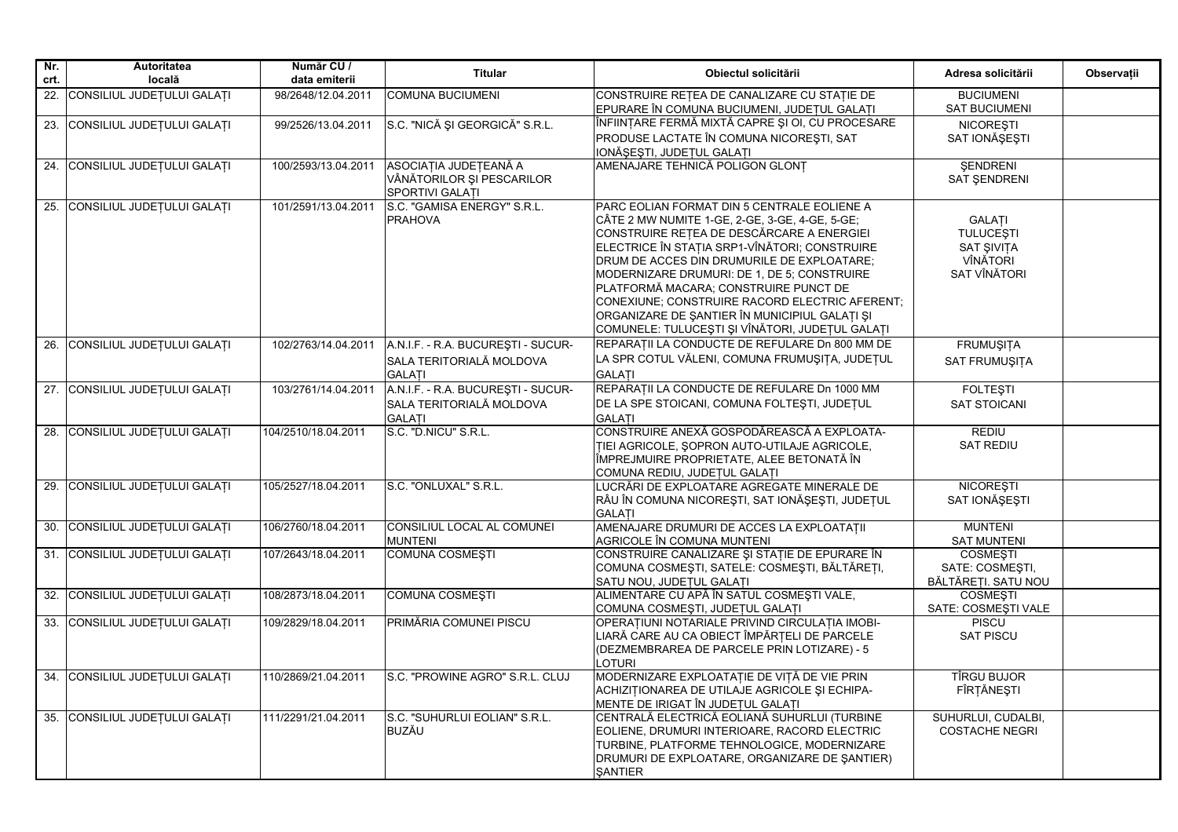| Nr. crt. | Autoritatea locală | Număr CU / data emiterii | Titular | Obiectul solicitării | Adresa solicitării | Observații |
|---|---|---|---|---|---|---|
| 22. | CONSILIUL JUDEȚULUI GALAȚI | 98/2648/12.04.2011 | COMUNA BUCIUMENI | CONSTRUIRE REȚEA DE CANALIZARE CU STAȚIE DE EPURARE ÎN COMUNA BUCIUMENI, JUDEȚUL GALAȚI | BUCIUMENI SAT BUCIUMENI | |
| 23. | CONSILIUL JUDEȚULUI GALAȚI | 99/2526/13.04.2011 | S.C. "NICĂ ȘI GEORGICĂ" S.R.L. | ÎNFIINȚARE FERMĂ MIXTĂ CAPRE ȘI OI, CU PROCESARE PRODUSE LACTATE ÎN COMUNA NICOREȘTI, SAT IONĂȘEȘTI, JUDEȚUL GALAȚI | NICOREȘTI SAT IONĂȘEȘTI | |
| 24. | CONSILIUL JUDEȚULUI GALAȚI | 100/2593/13.04.2011 | ASOCIAȚIA JUDEȚEANĂ A VÂNĂTORILOR ȘI PESCARILOR SPORTIVI GALAȚI | AMENAJARE TEHNICĂ POLIGON GLONȚ | ȘENDRENI SAT ȘENDRENI | |
| 25. | CONSILIUL JUDEȚULUI GALAȚI | 101/2591/13.04.2011 | S.C. "GAMISA ENERGY" S.R.L. PRAHOVA | PARC EOLIAN FORMAT DIN 5 CENTRALE EOLIENE A CÂTE 2 MW NUMITE 1-GE, 2-GE, 3-GE, 4-GE, 5-GE; CONSTRUIRE REȚEA DE DESCĂRCARE A ENERGIEI ELECTRICE ÎN STAȚIA SRP1-VÎNĂTORI; CONSTRUIRE DRUM DE ACCES DIN DRUMURILE DE EXPLOATARE; MODERNIZARE DRUMURI: DE 1, DE 5; CONSTRUIRE PLATFORMĂ MACARA; CONSTRUIRE PUNCT DE CONEXIUNE; CONSTRUIRE RACORD ELECTRIC AFERENT; ORGANIZARE DE ȘANTIER ÎN MUNICIPIUL GALAȚI ȘI COMUNELE: TULUCEȘTI ȘI VÎNĂTORI, JUDEȚUL GALAȚI | GALAȚI TULUCEȘTI SAT ȘIVIȚA VÎNĂTORI SAT VÎNĂTORI | |
| 26. | CONSILIUL JUDEȚULUI GALAȚI | 102/2763/14.04.2011 | A.N.I.F. - R.A. BUCUREȘTI - SUCURSALA TERITORIALĂ MOLDOVA GALAȚI | REPARAȚII LA CONDUCTE DE REFULARE Dn 800 MM DE LA SPR COTUL VĂLENI, COMUNA FRUMUȘIȚA, JUDEȚUL GALAȚI | FRUMUȘIȚA SAT FRUMUȘIȚA | |
| 27. | CONSILIUL JUDEȚULUI GALAȚI | 103/2761/14.04.2011 | A.N.I.F. - R.A. BUCUREȘTI - SUCURSALA TERITORIALĂ MOLDOVA GALAȚI | REPARAȚII LA CONDUCTE DE REFULARE Dn 1000 MM DE LA SPE STOICANI, COMUNA FOLTEȘTI, JUDEȚUL GALAȚI | FOLTEȘTI SAT STOICANI | |
| 28. | CONSILIUL JUDEȚULUI GALAȚI | 104/2510/18.04.2011 | S.C. "D.NICU" S.R.L. | CONSTRUIRE ANEXĂ GOSPODĂREASCĂ A EXPLOATAȚIEI AGRICOLE, ȘOPRON AUTO-UTILAJE AGRICOLE, ÎMPREJMUIRE PROPRIETATE, ALEE BETONATĂ ÎN COMUNA REDIU, JUDEȚUL GALAȚI | REDIU SAT REDIU | |
| 29. | CONSILIUL JUDEȚULUI GALAȚI | 105/2527/18.04.2011 | S.C. "ONLUXAL" S.R.L. | LUCRĂRI DE EXPLOATARE AGREGATE MINERALE DE RÂU ÎN COMUNA NICOREȘTI, SAT IONĂȘEȘTI, JUDEȚUL GALAȚI | NICOREȘTI SAT IONĂȘEȘTI | |
| 30. | CONSILIUL JUDEȚULUI GALAȚI | 106/2760/18.04.2011 | CONSILIUL LOCAL AL COMUNEI MUNTENI | AMENAJARE DRUMURI DE ACCES LA EXPLOATAȚII AGRICOLE ÎN COMUNA MUNTENI | MUNTENI SAT MUNTENI | |
| 31. | CONSILIUL JUDEȚULUI GALAȚI | 107/2643/18.04.2011 | COMUNA COSMEȘTI | CONSTRUIRE CANALIZARE ȘI STAȚIE DE EPURARE ÎN COMUNA COSMEȘTI, SATELE: COSMEȘTI, BĂLTĂREȚI, SATU NOU, JUDEȚUL GALAȚI | COSMEȘTI SATE: COSMEȘTI, BĂLTĂREȚI. SATU NOU | |
| 32. | CONSILIUL JUDEȚULUI GALAȚI | 108/2873/18.04.2011 | COMUNA COSMEȘTI | ALIMENTARE CU APĂ ÎN SATUL COSMEȘTI VALE, COMUNA COSMEȘTI, JUDEȚUL GALAȚI | COSMEȘTI SATE: COSMEȘTI VALE | |
| 33. | CONSILIUL JUDEȚULUI GALAȚI | 109/2829/18.04.2011 | PRIMĂRIA COMUNEI PISCU | OPERAȚIUNI NOTARIALE PRIVIND CIRCULAȚIA IMOBILIARĂ CARE AU CA OBIECT ÎMPĂRȚELI DE PARCELE (DEZMEMBRAREA DE PARCELE PRIN LOTIZARE) - 5 LOTURI | PISCU SAT PISCU | |
| 34. | CONSILIUL JUDEȚULUI GALAȚI | 110/2869/21.04.2011 | S.C. "PROWINE AGRO" S.R.L. CLUJ | MODERNIZARE EXPLOATAȚIE DE VIȚĂ DE VIE PRIN ACHIZIȚIONAREA DE UTILAJE AGRICOLE ȘI ECHIPAMENTE DE IRIGAT ÎN JUDEȚUL GALAȚI | TÎRGU BUJOR FÎRȚĂNEȘTI | |
| 35. | CONSILIUL JUDEȚULUI GALAȚI | 111/2291/21.04.2011 | S.C. "SUHURLUI EOLIAN" S.R.L. BUZĂU | CENTRALĂ ELECTRICĂ EOLIANĂ SUHURLUI (TURBINE EOLIENE, DRUMURI INTERIOARE, RACORD ELECTRIC TURBINE, PLATFORME TEHNOLOGICE, MODERNIZARE DRUMURI DE EXPLOATARE, ORGANIZARE DE ȘANTIER) ȘANTIER | SUHURLUI, CUDALBI, COSTACHE NEGRI | |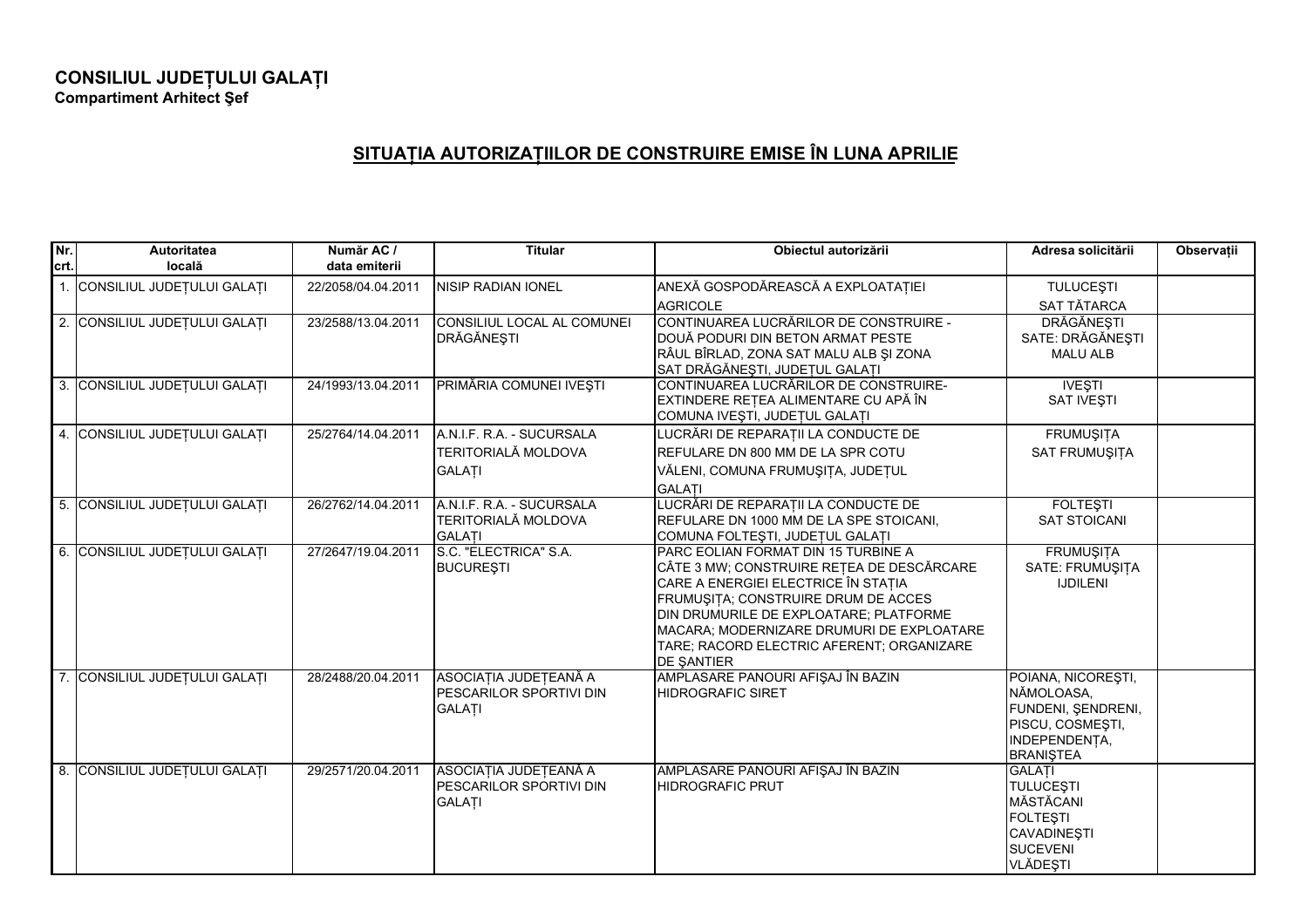**CONSILIUL JUDEȚULUI GALAȚI**
**Compartiment Arhitect Şef**

## SITUAȚIA AUTORIZAȚIILOR DE CONSTRUIRE EMISE ÎN LUNA APRILIE

| Nr. crt. | Autoritatea locală | Număr AC / data emiterii | Titular | Obiectul autorizării | Adresa solicitării | Observații |
|---|---|---|---|---|---|---|
| 1. | CONSILIUL JUDEȚULUI GALAȚI | 22/2058/04.04.2011 | NISIP RADIAN IONEL | ANEXĂ GOSPODĂREASCĂ A EXPLOATAȚIEI AGRICOLE | TULUCEŞTI SAT TĂTARCA | |
| 2. | CONSILIUL JUDEȚULUI GALAȚI | 23/2588/13.04.2011 | CONSILIUL LOCAL AL COMUNEI DRĂGĂNEŞTI | CONTINUAREA LUCRĂRILOR DE CONSTRUIRE - DOUĂ PODURI DIN BETON ARMAT PESTE RÂUL BÎRLAD, ZONA SAT MALU ALB ŞI ZONA SAT DRĂGĂNEŞTI, JUDEȚUL GALAȚI | DRĂGĂNEŞTI SATE: DRĂGĂNEŞTI MALU ALB | |
| 3. | CONSILIUL JUDEȚULUI GALAȚI | 24/1993/13.04.2011 | PRIMĂRIA COMUNEI IVEŞTI | CONTINUAREA LUCRĂRILOR DE CONSTRUIRE- EXTINDERE REȚEA ALIMENTARE CU APĂ ÎN COMUNA IVEŞTI, JUDEȚUL GALAȚI | IVEŞTI SAT IVEŞTI | |
| 4. | CONSILIUL JUDEȚULUI GALAȚI | 25/2764/14.04.2011 | A.N.I.F. R.A. - SUCURSALA TERITORIALĂ MOLDOVA GALAȚI | LUCRĂRI DE REPARAȚII LA CONDUCTE DE REFULARE DN 800 MM DE LA SPR COTU VĂLENI, COMUNA FRUMUŞIȚA, JUDEȚUL GALAȚI | FRUMUŞIȚA SAT FRUMUŞIȚA | |
| 5. | CONSILIUL JUDEȚULUI GALAȚI | 26/2762/14.04.2011 | A.N.I.F. R.A. - SUCURSALA TERITORIALĂ MOLDOVA GALAȚI | LUCRĂRI DE REPARAȚII LA CONDUCTE DE REFULARE DN 1000 MM DE LA SPE STOICANI, COMUNA FOLTEŞTI, JUDEȚUL GALAȚI | FOLTEŞTI SAT STOICANI | |
| 6. | CONSILIUL JUDEȚULUI GALAȚI | 27/2647/19.04.2011 | S.C. "ELECTRICA" S.A. BUCUREŞTI | PARC EOLIAN FORMAT DIN 15 TURBINE A CÂTE 3 MW; CONSTRUIRE REȚEA DE DESCĂRCARE CARE A ENERGIEI ELECTRICE ÎN STAȚIA FRUMUŞIȚA; CONSTRUIRE DRUM DE ACCES DIN DRUMURILE DE EXPLOATARE; PLATFORME MACARA; MODERNIZARE DRUMURI DE EXPLOATARE TARE; RACORD ELECTRIC AFERENT; ORGANIZARE DE ŞANTIER | FRUMUŞIȚA SATE: FRUMUŞIȚA IJDILENI | |
| 7. | CONSILIUL JUDEȚULUI GALAȚI | 28/2488/20.04.2011 | ASOCIAȚIA JUDEȚEANĂ A PESCARILOR SPORTIVI DIN GALAȚI | AMPLASARE PANOURI AFIŞAJ ÎN BAZIN HIDROGRAFIC SIRET | POIANA, NICOREŞTI, NĂMOLOASA, FUNDENI, ŞENDRENI, PISCU, COSMEŞTI, INDEPENDENȚA, BRANIŞTEA | |
| 8. | CONSILIUL JUDEȚULUI GALAȚI | 29/2571/20.04.2011 | ASOCIAȚIA JUDEȚEANĂ A PESCARILOR SPORTIVI DIN GALAȚI | AMPLASARE PANOURI AFIŞAJ ÎN BAZIN HIDROGRAFIC PRUT | GALAȚI TULUCEŞTI MĂSTĂCANI FOLTEŞTI CAVADINEŞTI SUCEVENI VLĂDEŞTI | |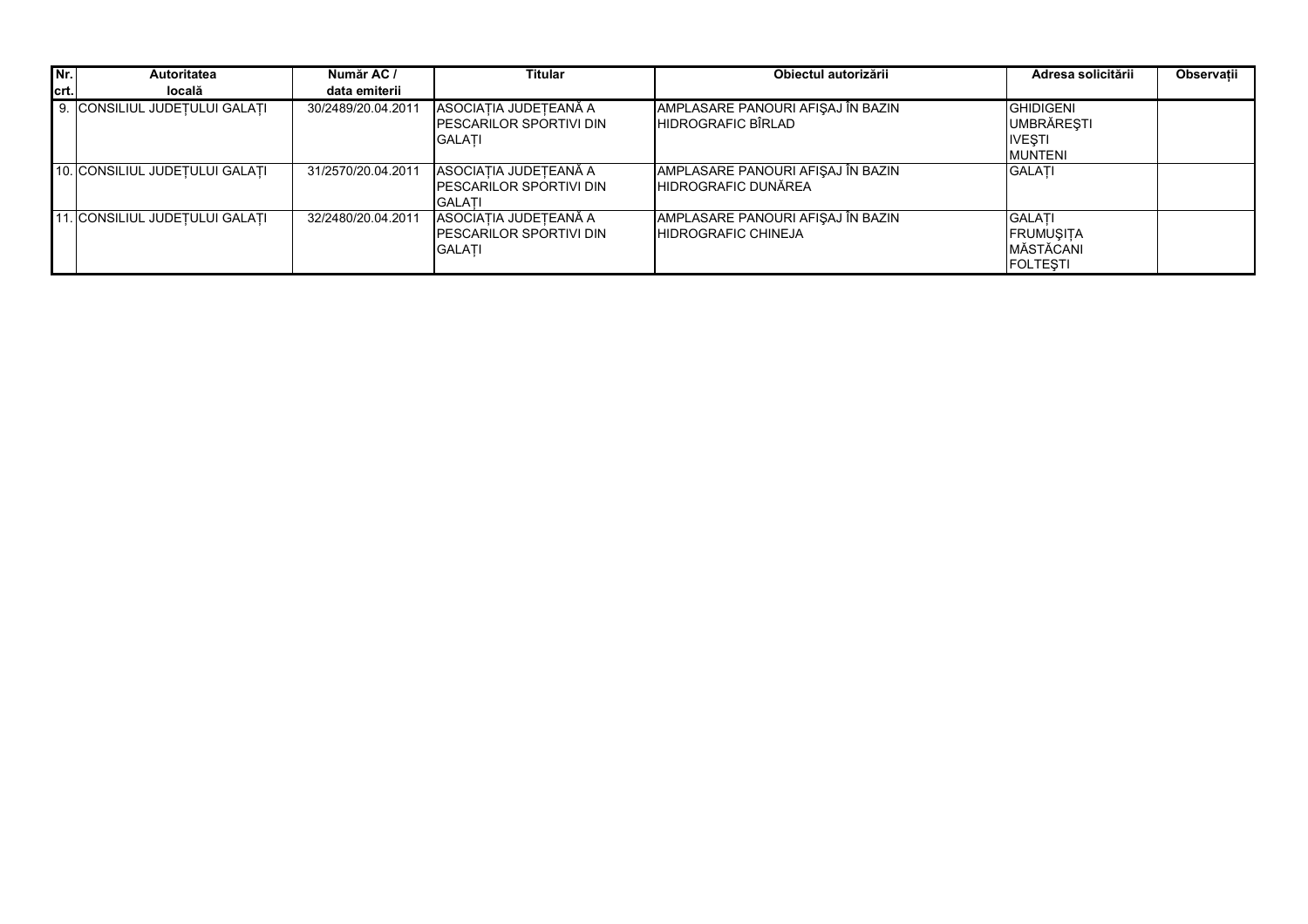| Nr. crt. | Autoritatea locală | Număr AC / data emiterii | Titular | Obiectul autorizării | Adresa solicitării | Observații |
|---|---|---|---|---|---|---|
| 9. | CONSILIUL JUDEȚULUI GALAȚI | 30/2489/20.04.2011 | ASOCIAȚIA JUDEȚEANĂ A PESCARILOR SPORTIVI DIN GALAȚI | AMPLASARE PANOURI AFIŞAJ ÎN BAZIN HIDROGRAFIC BÎRLAD | GHIDIGENI UMBRĂREŞTI IVEŞTI MUNTENI | |
| 10. | CONSILIUL JUDEȚULUI GALAȚI | 31/2570/20.04.2011 | ASOCIAȚIA JUDEȚEANĂ A PESCARILOR SPORTIVI DIN GALAȚI | AMPLASARE PANOURI AFIŞAJ ÎN BAZIN HIDROGRAFIC DUNĂREA | GALAȚI | |
| 11. | CONSILIUL JUDEȚULUI GALAȚI | 32/2480/20.04.2011 | ASOCIAȚIA JUDEȚEANĂ A PESCARILOR SPORTIVI DIN GALAȚI | AMPLASARE PANOURI AFIŞAJ ÎN BAZIN HIDROGRAFIC CHINEJA | GALAȚI FRUMUŞIȚA MĂSTĂCANI FOLTEŞTI | |